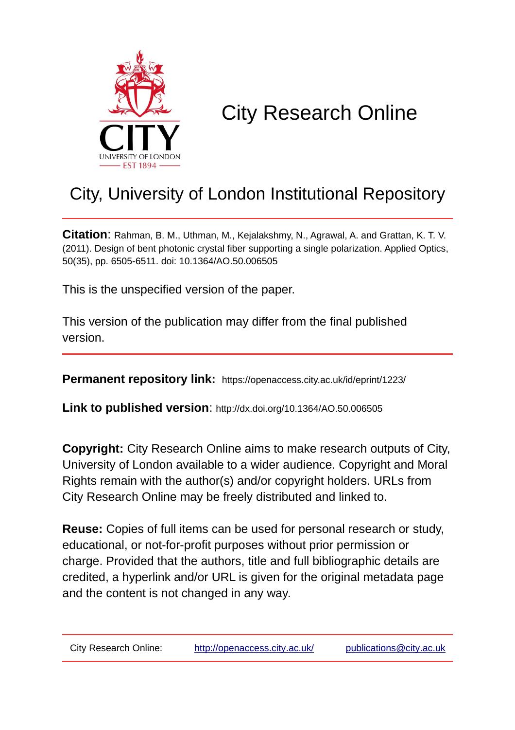# City Research Online

## City, University of London Institutional Repository

**Citation**: Rahman, B. M., Uthman, M., Kejalakshmy, N., Agrawal, A. and Grattan, K. T. V. (2011). Design of bent photonic crystal fiber supporting a single polarization. Applied Optics, 50(35), pp. 6505-6511. doi: 10.1364/AO.50.006505

This is the unspecified version of the paper.

This version of the publication may differ from the final published version.

**Permanent repository link:** https://openaccess.city.ac.uk/id/eprint/1223/

**Link to published version**: http://dx.doi.org/10.1364/AO.50.006505

**Copyright:** City Research Online aims to make research outputs of City, University of London available to a wider audience. Copyright and Moral Rights remain with the author(s) and/or copyright holders. URLs from City Research Online may be freely distributed and linked to.

**Reuse:** Copies of full items can be used for personal research or study, educational, or not-for-profit purposes without prior permission or charge. Provided that the authors, title and full bibliographic details are credited, a hyperlink and/or URL is given for the original metadata page and the content is not changed in any way.

City Research Online: http://openaccess.city.ac.uk/ publications@city.ac.uk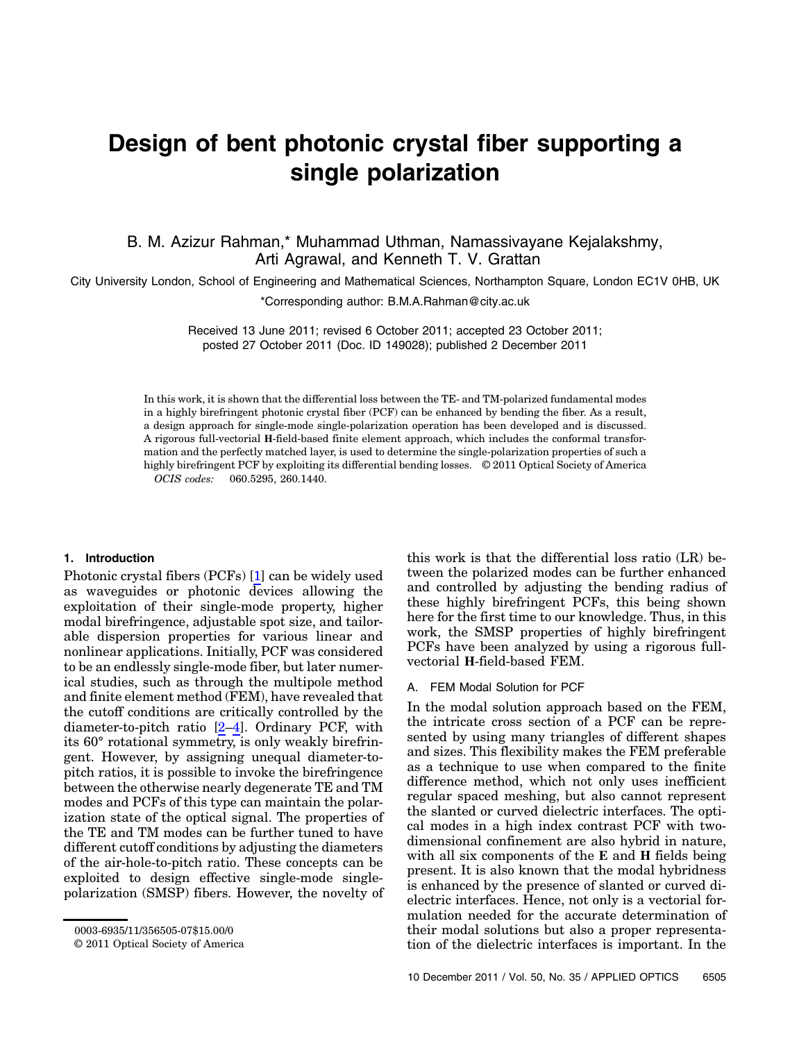# Design of bent photonic crystal fiber supporting a single polarization

B. M. Azizur Rahman,* Muhammad Uthman, Namassivayane Kejalakshmy, Arti Agrawal, and Kenneth T. V. Grattan

City University London, School of Engineering and Mathematical Sciences, Northampton Square, London EC1V 0HB, UK

*Corresponding author: B.M.A.Rahman@city.ac.uk

Received 13 June 2011; revised 6 October 2011; accepted 23 October 2011; posted 27 October 2011 (Doc. ID 149028); published 2 December 2011

In this work, it is shown that the differential loss between the TE- and TM-polarized fundamental modes in a highly birefringent photonic crystal fiber (PCF) can be enhanced by bending the fiber. As a result, a design approach for single-mode single-polarization operation has been developed and is discussed. A rigorous full-vectorial **H**-field-based finite element approach, which includes the conformal transformation and the perfectly matched layer, is used to determine the single-polarization properties of such a highly birefringent PCF by exploiting its differential bending losses. © 2011 Optical Society of America

*OCIS codes:* 060.5295, 260.1440.

## 1. Introduction

Photonic crystal fibers (PCFs) [1] can be widely used as waveguides or photonic devices allowing the exploitation of their single-mode property, higher modal birefringence, adjustable spot size, and tailorable dispersion properties for various linear and nonlinear applications. Initially, PCF was considered to be an endlessly single-mode fiber, but later numerical studies, such as through the multipole method and finite element method (FEM), have revealed that the cutoff conditions are critically controlled by the diameter-to-pitch ratio [2–4]. Ordinary PCF, with its 60° rotational symmetry, is only weakly birefringent. However, by assigning unequal diameter-to-pitch ratios, it is possible to invoke the birefringence between the otherwise nearly degenerate TE and TM modes and PCFs of this type can maintain the polarization state of the optical signal. The properties of the TE and TM modes can be further tuned to have different cutoff conditions by adjusting the diameters of the air-hole-to-pitch ratio. These concepts can be exploited to design effective single-mode single-polarization (SMSP) fibers. However, the novelty of this work is that the differential loss ratio (LR) between the polarized modes can be further enhanced and controlled by adjusting the bending radius of these highly birefringent PCFs, this being shown here for the first time to our knowledge. Thus, in this work, the SMSP properties of highly birefringent PCFs have been analyzed by using a rigorous full-vectorial **H**-field-based FEM.

### A. FEM Modal Solution for PCF

In the modal solution approach based on the FEM, the intricate cross section of a PCF can be represented by using many triangles of different shapes and sizes. This flexibility makes the FEM preferable as a technique to use when compared to the finite difference method, which not only uses inefficient regular spaced meshing, but also cannot represent the slanted or curved dielectric interfaces. The optical modes in a high index contrast PCF with two-dimensional confinement are also hybrid in nature, with all six components of the **E** and **H** fields being present. It is also known that the modal hybridness is enhanced by the presence of slanted or curved dielectric interfaces. Hence, not only is a vectorial formulation needed for the accurate determination of their modal solutions but also a proper representation of the dielectric interfaces is important. In the

0003-6935/11/356505-07$15.00/0
© 2011 Optical Society of America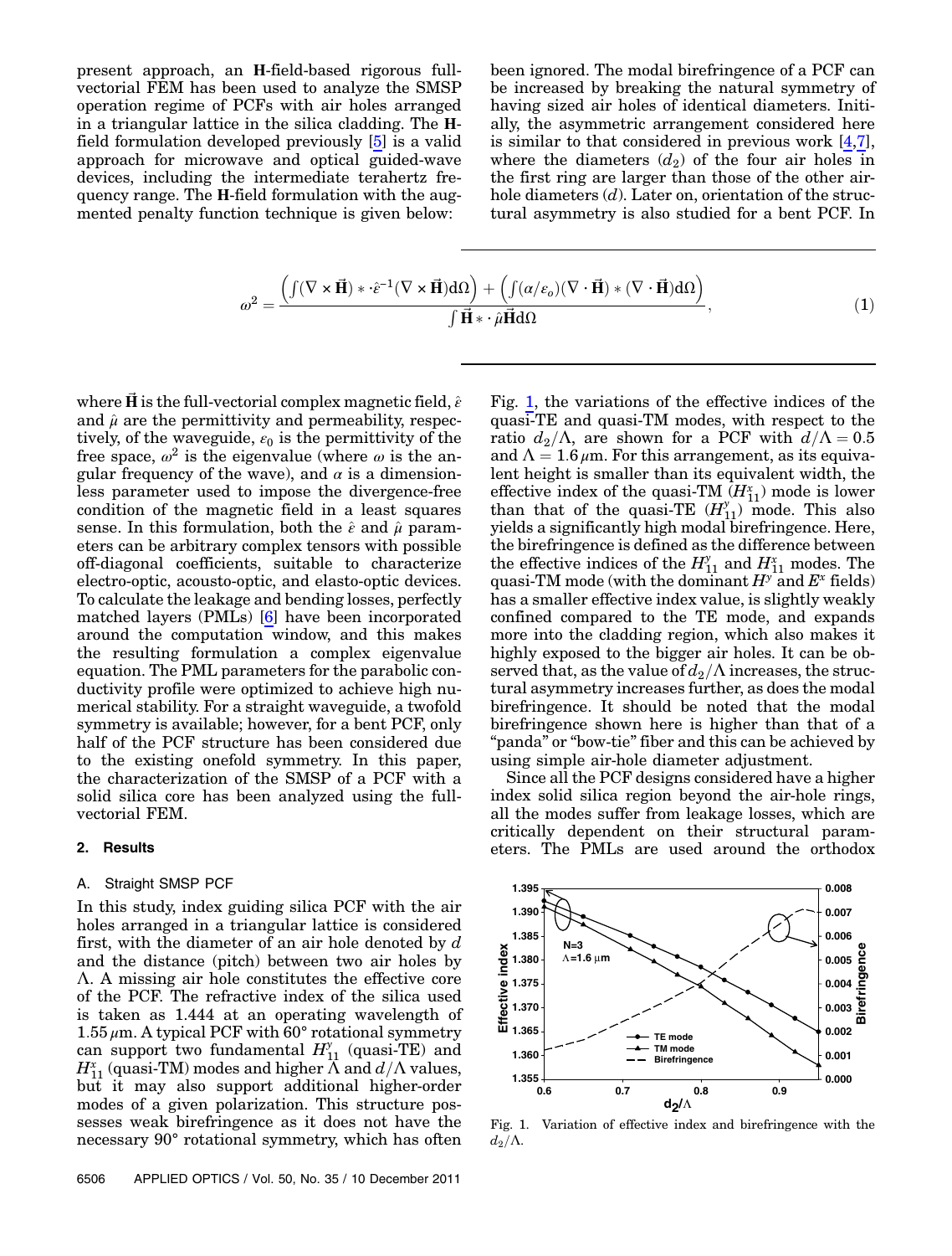present approach, an **H**-field-based rigorous full-vectorial FEM has been used to analyze the SMSP operation regime of PCFs with air holes arranged in a triangular lattice in the silica cladding. The **H**-field formulation developed previously [5] is a valid approach for microwave and optical guided-wave devices, including the intermediate terahertz frequency range. The **H**-field formulation with the augmented penalty function technique is given below:

$$\omega^2 = \frac{\left(\int (\nabla \times \vec{\mathbf{H}}) * \cdot \hat{\varepsilon}^{-1} (\nabla \times \vec{\mathbf{H}}) \mathrm{d}\Omega\right) + \left(\int (\alpha/\varepsilon_o)(\nabla \cdot \vec{\mathbf{H}}) * (\nabla \cdot \vec{\mathbf{H}}) \mathrm{d}\Omega\right)}{\int \vec{\mathbf{H}} * \cdot \hat{\mu} \vec{\mathbf{H}} \mathrm{d}\Omega}, \tag{1}$$

where $\vec{\mathbf{H}}$ is the full-vectorial complex magnetic field, $\hat{\varepsilon}$ and $\hat{\mu}$ are the permittivity and permeability, respectively, of the waveguide, $\varepsilon_0$ is the permittivity of the free space, $\omega^2$ is the eigenvalue (where $\omega$ is the angular frequency of the wave), and $\alpha$ is a dimensionless parameter used to impose the divergence-free condition of the magnetic field in a least squares sense. In this formulation, both the $\hat{\varepsilon}$ and $\hat{\mu}$ parameters can be arbitrary complex tensors with possible off-diagonal coefficients, suitable to characterize electro-optic, acousto-optic, and elasto-optic devices. To calculate the leakage and bending losses, perfectly matched layers (PMLs) [6] have been incorporated around the computation window, and this makes the resulting formulation a complex eigenvalue equation. The PML parameters for the parabolic conductivity profile were optimized to achieve high numerical stability. For a straight waveguide, a twofold symmetry is available; however, for a bent PCF, only half of the PCF structure has been considered due to the existing onefold symmetry. In this paper, the characterization of the SMSP of a PCF with a solid silica core has been analyzed using the full-vectorial FEM.

## 2. Results

### A. Straight SMSP PCF

In this study, index guiding silica PCF with the air holes arranged in a triangular lattice is considered first, with the diameter of an air hole denoted by $d$ and the distance (pitch) between two air holes by $\Lambda$. A missing air hole constitutes the effective core of the PCF. The refractive index of the silica used is taken as 1.444 at an operating wavelength of $1.55\,\mu$m. A typical PCF with 60° rotational symmetry can support two fundamental $H_{11}^y$ (quasi-TE) and $H_{11}^x$ (quasi-TM) modes and higher $\Lambda$ and $d/\Lambda$ values, but it may also support additional higher-order modes of a given polarization. This structure possesses weak birefringence as it does not have the necessary 90° rotational symmetry, which has often been ignored. The modal birefringence of a PCF can be increased by breaking the natural symmetry of having sized air holes of identical diameters. Initially, the asymmetric arrangement considered here is similar to that considered in previous work [4,7], where the diameters ($d_2$) of the four air holes in the first ring are larger than those of the other air-hole diameters ($d$). Later on, orientation of the structural asymmetry is also studied for a bent PCF. In Fig. 1, the variations of the effective indices of the quasi-TE and quasi-TM modes, with respect to the ratio $d_2/\Lambda$, are shown for a PCF with $d/\Lambda = 0.5$ and $\Lambda = 1.6\,\mu$m. For this arrangement, as its equivalent height is smaller than its equivalent width, the effective index of the quasi-TM ($H_{11}^x$) mode is lower than that of the quasi-TE ($H_{11}^y$) mode. This also yields a significantly high modal birefringence. Here, the birefringence is defined as the difference between the effective indices of the $H_{11}^y$ and $H_{11}^x$ modes. The quasi-TM mode (with the dominant $H^y$ and $E^x$ fields) has a smaller effective index value, is slightly weakly confined compared to the TE mode, and expands more into the cladding region, which also makes it highly exposed to the bigger air holes. It can be observed that, as the value of $d_2/\Lambda$ increases, the structural asymmetry increases further, as does the modal birefringence. It should be noted that the modal birefringence shown here is higher than that of a "panda" or "bow-tie" fiber and this can be achieved by using simple air-hole diameter adjustment.

Since all the PCF designs considered have a higher index solid silica region beyond the air-hole rings, all the modes suffer from leakage losses, which are critically dependent on their structural parameters. The PMLs are used around the orthodox

Fig. 1. Variation of effective index and birefringence with the $d_2/\Lambda$.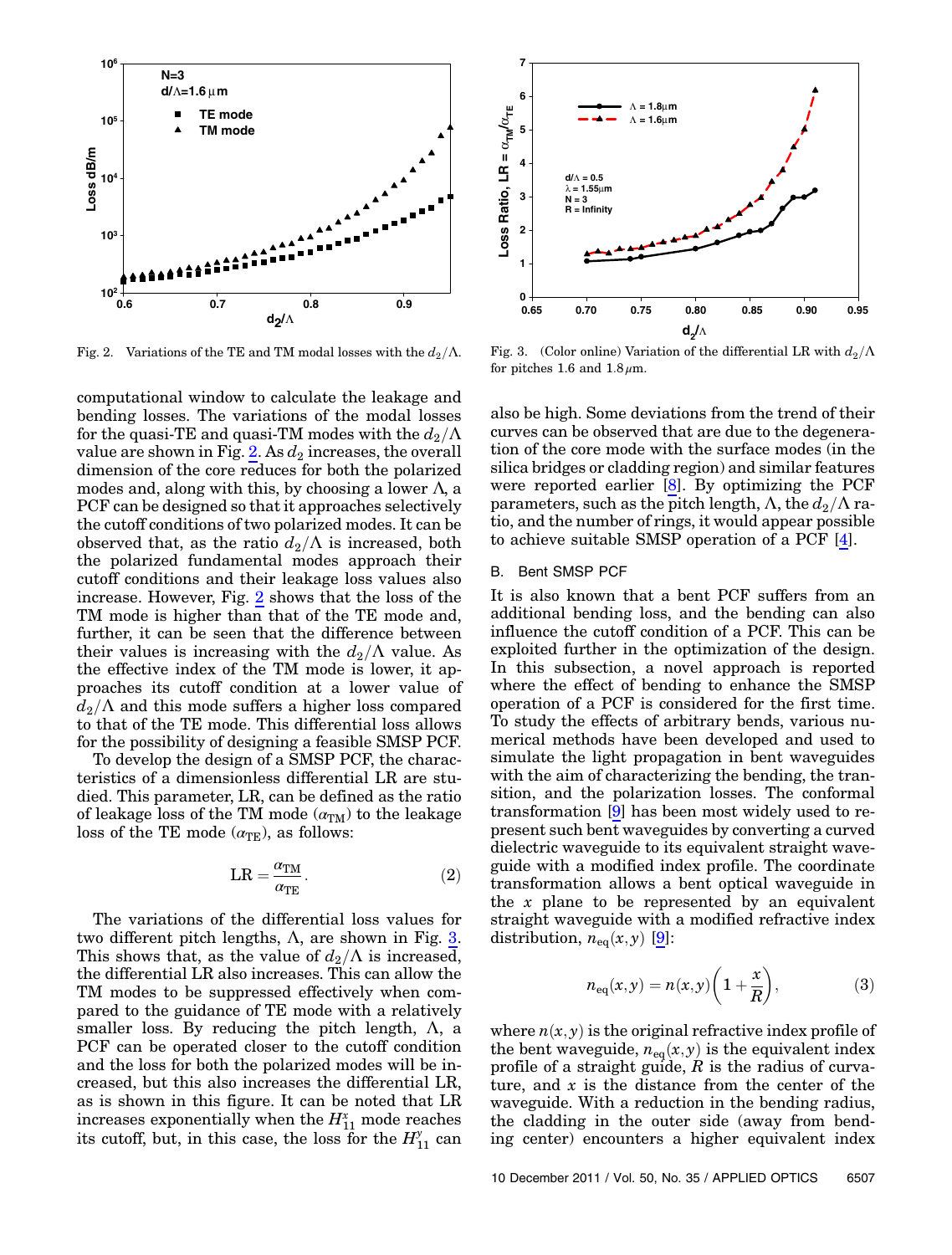Fig. 2. Variations of the TE and TM modal losses with the $d_2/\Lambda$.

Fig. 3. (Color online) Variation of the differential LR with $d_2/\Lambda$ for pitches 1.6 and $1.8\,\mu$m.

computational window to calculate the leakage and bending losses. The variations of the modal losses for the quasi-TE and quasi-TM modes with the $d_2/\Lambda$ value are shown in Fig. 2. As $d_2$ increases, the overall dimension of the core reduces for both the polarized modes and, along with this, by choosing a lower $\Lambda$, a PCF can be designed so that it approaches selectively the cutoff conditions of two polarized modes. It can be observed that, as the ratio $d_2/\Lambda$ is increased, both the polarized fundamental modes approach their cutoff conditions and their leakage loss values also increase. However, Fig. 2 shows that the loss of the TM mode is higher than that of the TE mode and, further, it can be seen that the difference between their values is increasing with the $d_2/\Lambda$ value. As the effective index of the TM mode is lower, it approaches its cutoff condition at a lower value of $d_2/\Lambda$ and this mode suffers a higher loss compared to that of the TE mode. This differential loss allows for the possibility of designing a feasible SMSP PCF.

To develop the design of a SMSP PCF, the characteristics of a dimensionless differential LR are studied. This parameter, LR, can be defined as the ratio of leakage loss of the TM mode ($\alpha_{\mathrm{TM}}$) to the leakage loss of the TE mode ($\alpha_{\mathrm{TE}}$), as follows:

$$\mathrm{LR} = \frac{\alpha_{\mathrm{TM}}}{\alpha_{\mathrm{TE}}}. \tag{2}$$

The variations of the differential loss values for two different pitch lengths, $\Lambda$, are shown in Fig. 3. This shows that, as the value of $d_2/\Lambda$ is increased, the differential LR also increases. This can allow the TM modes to be suppressed effectively when compared to the guidance of TE mode with a relatively smaller loss. By reducing the pitch length, $\Lambda$, a PCF can be operated closer to the cutoff condition and the loss for both the polarized modes will be increased, but this also increases the differential LR, as is shown in this figure. It can be noted that LR increases exponentially when the $H_{11}^x$ mode reaches its cutoff, but, in this case, the loss for the $H_{11}^y$ can also be high. Some deviations from the trend of their curves can be observed that are due to the degeneration of the core mode with the surface modes (in the silica bridges or cladding region) and similar features were reported earlier [8]. By optimizing the PCF parameters, such as the pitch length, $\Lambda$, the $d_2/\Lambda$ ratio, and the number of rings, it would appear possible to achieve suitable SMSP operation of a PCF [4].

### B. Bent SMSP PCF

It is also known that a bent PCF suffers from an additional bending loss, and the bending can also influence the cutoff condition of a PCF. This can be exploited further in the optimization of the design. In this subsection, a novel approach is reported where the effect of bending to enhance the SMSP operation of a PCF is considered for the first time. To study the effects of arbitrary bends, various numerical methods have been developed and used to simulate the light propagation in bent waveguides with the aim of characterizing the bending, the transition, and the polarization losses. The conformal transformation [9] has been most widely used to represent such bent waveguides by converting a curved dielectric waveguide to its equivalent straight waveguide with a modified index profile. The coordinate transformation allows a bent optical waveguide in the $x$ plane to be represented by an equivalent straight waveguide with a modified refractive index distribution, $n_{\mathrm{eq}}(x,y)$ [9]:

$$n_{\mathrm{eq}}(x,y) = n(x,y)\left(1 + \frac{x}{R}\right), \tag{3}$$

where $n(x,y)$ is the original refractive index profile of the bent waveguide, $n_{\mathrm{eq}}(x,y)$ is the equivalent index profile of a straight guide, $R$ is the radius of curvature, and $x$ is the distance from the center of the waveguide. With a reduction in the bending radius, the cladding in the outer side (away from bending center) encounters a higher equivalent index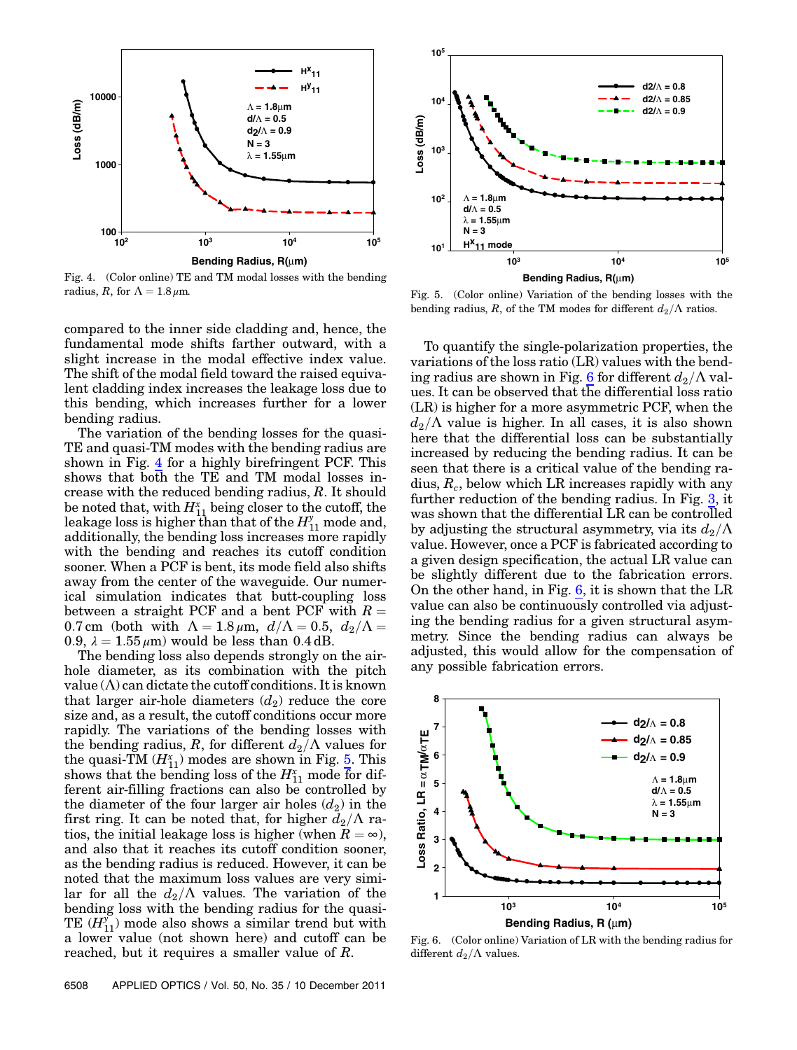Fig. 4. (Color online) TE and TM modal losses with the bending radius, $R$, for $\Lambda = 1.8\,\mu$m.

compared to the inner side cladding and, hence, the fundamental mode shifts farther outward, with a slight increase in the modal effective index value. The shift of the modal field toward the raised equivalent cladding index increases the leakage loss due to this bending, which increases further for a lower bending radius.

The variation of the bending losses for the quasi-TE and quasi-TM modes with the bending radius are shown in Fig. 4 for a highly birefringent PCF. This shows that both the TE and TM modal losses increase with the reduced bending radius, $R$. It should be noted that, with $H_{11}^x$ being closer to the cutoff, the leakage loss is higher than that of the $H_{11}^y$ mode and, additionally, the bending loss increases more rapidly with the bending and reaches its cutoff condition sooner. When a PCF is bent, its mode field also shifts away from the center of the waveguide. Our numerical simulation indicates that butt-coupling loss between a straight PCF and a bent PCF with $R = 0.7$ cm (both with $\Lambda = 1.8\,\mu$m, $d/\Lambda = 0.5$, $d/\Lambda = 0.9$, $\lambda = 1.55\,\mu$m) would be less than 0.4 dB.

The bending loss also depends strongly on the air-hole diameter, as its combination with the pitch value ($\Lambda$) can dictate the cutoff conditions. It is known that larger air-hole diameters ($d_2$) reduce the core size and, as a result, the cutoff conditions occur more rapidly. The variations of the bending losses with the bending radius, $R$, for different $d_2/\Lambda$ values for the quasi-TM ($H_{11}^x$) modes are shown in Fig. 5. This shows that the bending loss of the $H_{11}^x$ mode for different air-filling fractions can also be controlled by the diameter of the four larger air holes ($d_2$) in the first ring. It can be noted that, for higher $d_2/\Lambda$ ratios, the initial leakage loss is higher (when $R = \infty$), and also that it reaches its cutoff condition sooner, as the bending radius is reduced. However, it can be noted that the maximum loss values are very similar for all the $d_2/\Lambda$ values. The variation of the bending loss with the bending radius for the quasi-TE ($H_{11}^y$) mode also shows a similar trend but with a lower value (not shown here) and cutoff can be reached, but it requires a smaller value of $R$.

Fig. 5. (Color online) Variation of the bending losses with the bending radius, $R$, of the TM modes for different $d_2/\Lambda$ ratios.

To quantify the single-polarization properties, the variations of the loss ratio (LR) values with the bending radius are shown in Fig. 6 for different $d_2/\Lambda$ values. It can be observed that the differential loss ratio (LR) is higher for a more asymmetric PCF, when the $d_2/\Lambda$ value is higher. In all cases, it is also shown here that the differential loss can be substantially increased by reducing the bending radius. It can be seen that there is a critical value of the bending radius, $R_c$, below which LR increases rapidly with any further reduction of the bending radius. In Fig. 3, it was shown that the differential LR can be controlled by adjusting the structural asymmetry, via its $d_2/\Lambda$ value. However, once a PCF is fabricated according to a given design specification, the actual LR value can be slightly different due to the fabrication errors. On the other hand, in Fig. 6, it is shown that the LR value can also be continuously controlled via adjusting the bending radius for a given structural asymmetry. Since the bending radius can always be adjusted, this would allow for the compensation of any possible fabrication errors.

Fig. 6. (Color online) Variation of LR with the bending radius for different $d_2/\Lambda$ values.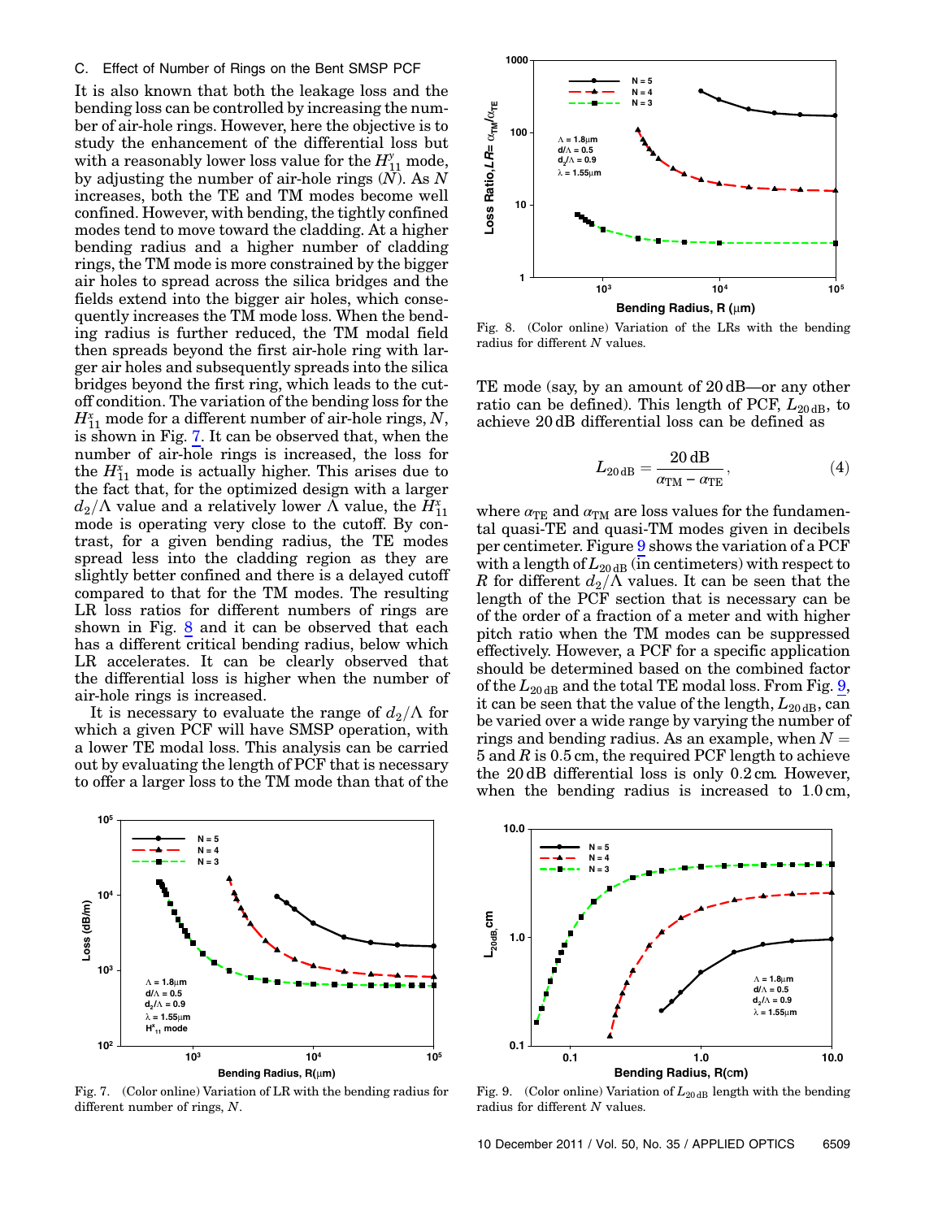### C. Effect of Number of Rings on the Bent SMSP PCF

It is also known that both the leakage loss and the bending loss can be controlled by increasing the number of air-hole rings. However, here the objective is to study the enhancement of the differential loss but with a reasonably lower loss value for the $H_{11}^{y}$ mode, by adjusting the number of air-hole rings ($N$). As $N$ increases, both the TE and TM modes become well confined. However, with bending, the tightly confined modes tend to move toward the cladding. At a higher bending radius and a higher number of cladding rings, the TM mode is more constrained by the bigger air holes to spread across the silica bridges and the fields extend into the bigger air holes, which consequently increases the TM mode loss. When the bending radius is further reduced, the TM modal field then spreads beyond the first air-hole ring with larger air holes and subsequently spreads into the silica bridges beyond the first ring, which leads to the cutoff condition. The variation of the bending loss for the $H_{11}^{x}$ mode for a different number of air-hole rings, $N$, is shown in Fig. 7. It can be observed that, when the number of air-hole rings is increased, the loss for the $H_{11}^{x}$ mode is actually higher. This arises due to the fact that, for the optimized design with a larger $d_2/\Lambda$ value and a relatively lower $\Lambda$ value, the $H_{11}^{x}$ mode is operating very close to the cutoff. By contrast, for a given bending radius, the TE modes spread less into the cladding region as they are slightly better confined and there is a delayed cutoff compared to that for the TM modes. The resulting LR loss ratios for different numbers of rings are shown in Fig. 8 and it can be observed that each has a different critical bending radius, below which LR accelerates. It can be clearly observed that the differential loss is higher when the number of air-hole rings is increased.

It is necessary to evaluate the range of $d_2/\Lambda$ for which a given PCF will have SMSP operation, with a lower TE modal loss. This analysis can be carried out by evaluating the length of PCF that is necessary to offer a larger loss to the TM mode than that of the TE mode (say, by an amount of 20 dB—or any other ratio can be defined). This length of PCF, $L_{20\,\mathrm{dB}}$, to achieve 20 dB differential loss can be defined as

$$L_{20\,\mathrm{dB}} = \frac{20\,\mathrm{dB}}{\alpha_{\mathrm{TM}} - \alpha_{\mathrm{TE}}}, \tag{4}$$

where $\alpha_{\mathrm{TE}}$ and $\alpha_{\mathrm{TM}}$ are loss values for the fundamental quasi-TE and quasi-TM modes given in decibels per centimeter. Figure 9 shows the variation of a PCF with a length of $L_{20\,\mathrm{dB}}$ (in centimeters) with respect to $R$ for different $d_2/\Lambda$ values. It can be seen that the length of the PCF section that is necessary can be of the order of a fraction of a meter and with higher pitch ratio when the TM modes can be suppressed effectively. However, a PCF for a specific application should be determined based on the combined factor of the $L_{20\,\mathrm{dB}}$ and the total TE modal loss. From Fig. 9, it can be seen that the value of the length, $L_{20\,\mathrm{dB}}$, can be varied over a wide range by varying the number of rings and bending radius. As an example, when $N = 5$ and $R$ is 0.5 cm, the required PCF length to achieve the 20 dB differential loss is only 0.2 cm. However, when the bending radius is increased to 1.0 cm,

Fig. 8. (Color online) Variation of the LRs with the bending radius for different $N$ values.

Fig. 7. (Color online) Variation of LR with the bending radius for different number of rings, $N$.

Fig. 9. (Color online) Variation of $L_{20\,\mathrm{dB}}$ length with the bending radius for different $N$ values.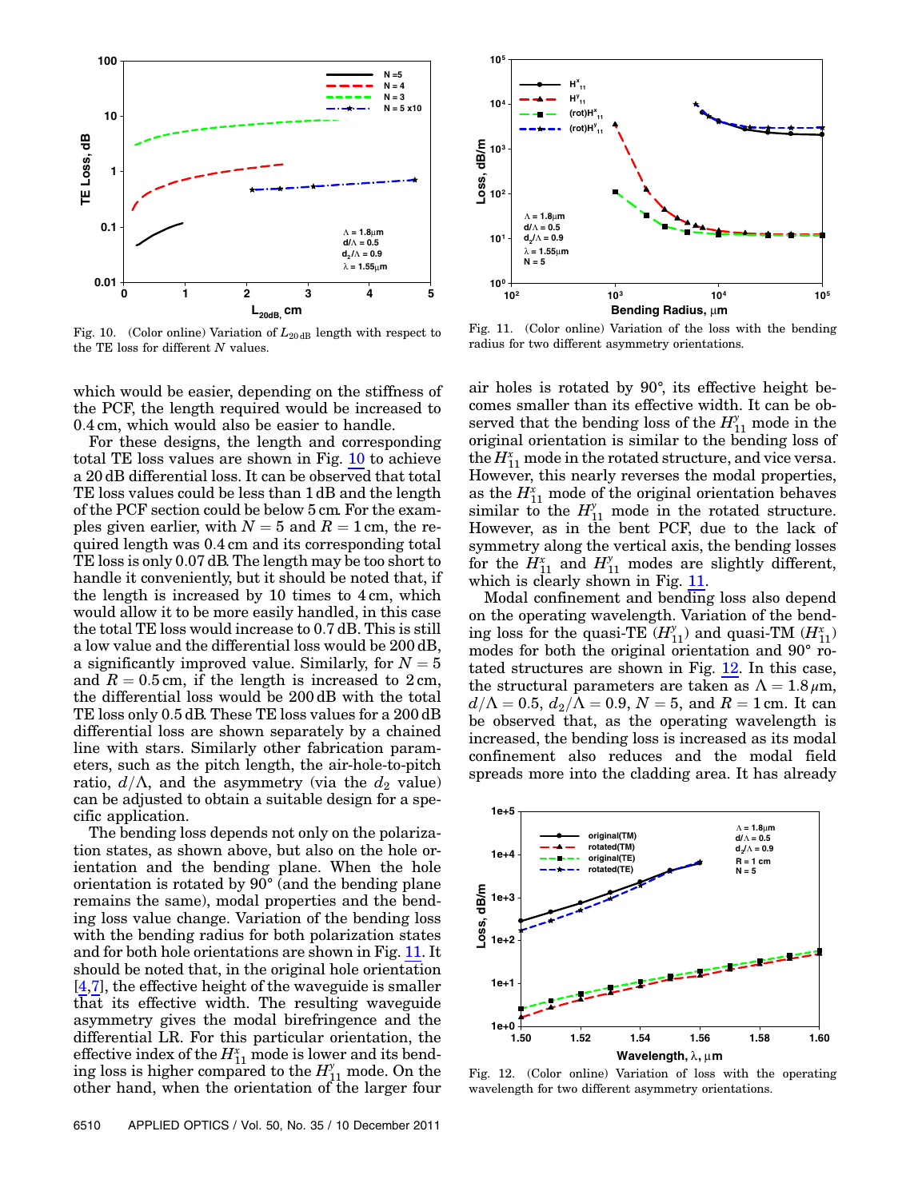Fig. 10. (Color online) Variation of $L_{20\,\mathrm{dB}}$ length with respect to the TE loss for different $N$ values.

Fig. 11. (Color online) Variation of the loss with the bending radius for two different asymmetry orientations.

which would be easier, depending on the stiffness of the PCF, the length required would be increased to 0.4 cm, which would also be easier to handle.

For these designs, the length and corresponding total TE loss values are shown in Fig. 10 to achieve a 20 dB differential loss. It can be observed that total TE loss values could be less than 1 dB and the length of the PCF section could be below 5 cm. For the examples given earlier, with $N = 5$ and $R = 1$ cm, the required length was 0.4 cm and its corresponding total TE loss is only 0.07 dB. The length may be too short to handle it conveniently, but it should be noted that, if the length is increased by 10 times to 4 cm, which would allow it to be more easily handled, in this case the total TE loss would increase to 0.7 dB. This is still a low value and the differential loss would be 200 dB, a significantly improved value. Similarly, for $N = 5$ and $R = 0.5$ cm, if the length is increased to 2 cm, the differential loss would be 200 dB with the total TE loss only 0.5 dB. These TE loss values for a 200 dB differential loss are shown separately by a chained line with stars. Similarly other fabrication parameters, such as the pitch length, the air-hole-to-pitch ratio, $d/\Lambda$, and the asymmetry (via the $d_2$ value) can be adjusted to obtain a suitable design for a specific application.

The bending loss depends not only on the polarization states, as shown above, but also on the hole orientation and the bending plane. When the hole orientation is rotated by 90° (and the bending plane remains the same), modal properties and the bending loss value change. Variation of the bending loss with the bending radius for both polarization states and for both hole orientations are shown in Fig. 11. It should be noted that, in the original hole orientation [4,7], the effective height of the waveguide is smaller that its effective width. The resulting waveguide asymmetry gives the modal birefringence and the differential LR. For this particular orientation, the effective index of the $H_{11}^{x}$ mode is lower and its bending loss is higher compared to the $H_{11}^{y}$ mode. On the other hand, when the orientation of the larger four air holes is rotated by 90°, its effective height becomes smaller than its effective width. It can be observed that the bending loss of the $H_{11}^{y}$ mode in the original orientation is similar to the bending loss of the $H_{11}^{x}$ mode in the rotated structure, and vice versa. However, this nearly reverses the modal properties, as the $H_{11}^{x}$ mode of the original orientation behaves similar to the $H_{11}^{y}$ mode in the rotated structure. However, as in the bent PCF, due to the lack of symmetry along the vertical axis, the bending losses for the $H_{11}^{x}$ and $H_{11}^{y}$ modes are slightly different, which is clearly shown in Fig. 11.

Modal confinement and bending loss also depend on the operating wavelength. Variation of the bending loss for the quasi-TE ($H_{11}^{y}$) and quasi-TM ($H_{11}^{x}$) modes for both the original orientation and 90° rotated structures are shown in Fig. 12. In this case, the structural parameters are taken as $\Lambda = 1.8\,\mu$m, $d/\Lambda = 0.5$, $d_2/\Lambda = 0.9$, $N = 5$, and $R = 1$ cm. It can be observed that, as the operating wavelength is increased, the bending loss is increased as its modal confinement also reduces and the modal field spreads more into the cladding area. It has already

Fig. 12. (Color online) Variation of loss with the operating wavelength for two different asymmetry orientations.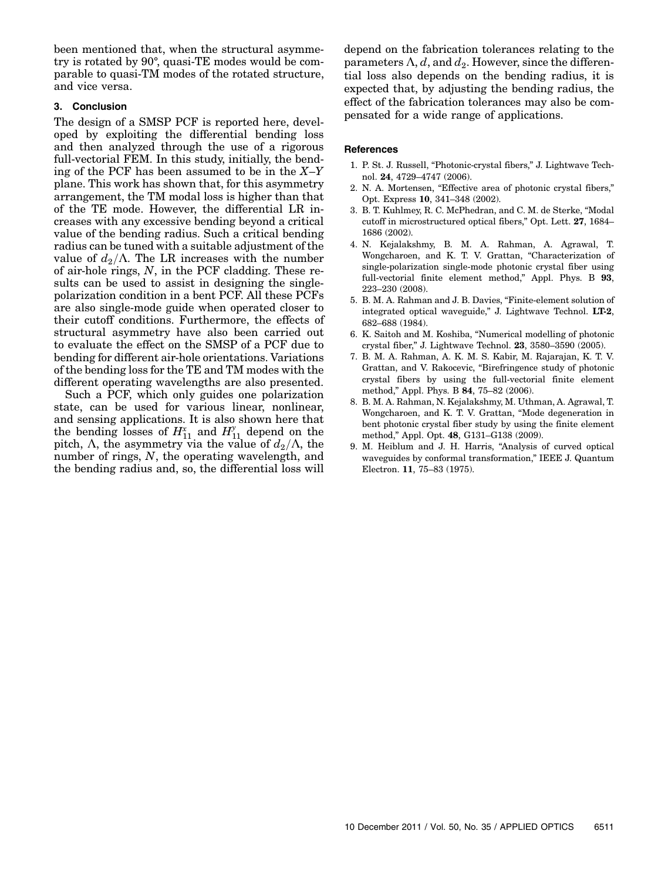been mentioned that, when the structural asymmetry is rotated by 90°, quasi-TE modes would be comparable to quasi-TM modes of the rotated structure, and vice versa.

### 3. Conclusion

The design of a SMSP PCF is reported here, developed by exploiting the differential bending loss and then analyzed through the use of a rigorous full-vectorial FEM. In this study, initially, the bending of the PCF has been assumed to be in the $X$–$Y$ plane. This work has shown that, for this asymmetry arrangement, the TM modal loss is higher than that of the TE mode. However, the differential LR increases with any excessive bending beyond a critical value of the bending radius. Such a critical bending radius can be tuned with a suitable adjustment of the value of $d_2/\Lambda$. The LR increases with the number of air-hole rings, $N$, in the PCF cladding. These results can be used to assist in designing the single-polarization condition in a bent PCF. All these PCFs are also single-mode guide when operated closer to their cutoff conditions. Furthermore, the effects of structural asymmetry have also been carried out to evaluate the effect on the SMSP of a PCF due to bending for different air-hole orientations. Variations of the bending loss for the TE and TM modes with the different operating wavelengths are also presented.

Such a PCF, which only guides one polarization state, can be used for various linear, nonlinear, and sensing applications. It is also shown here that the bending losses of $H_{11}^x$ and $H_{11}^y$ depend on the pitch, $\Lambda$, the asymmetry via the value of $d_2/\Lambda$, the number of rings, $N$, the operating wavelength, and the bending radius and, so, the differential loss will depend on the fabrication tolerances relating to the parameters $\Lambda$, $d$, and $d_2$. However, since the differential loss also depends on the bending radius, it is expected that, by adjusting the bending radius, the effect of the fabrication tolerances may also be compensated for a wide range of applications.

### References

1. P. St. J. Russell, "Photonic-crystal fibers," J. Lightwave Technol. **24**, 4729–4747 (2006).
2. N. A. Mortensen, "Effective area of photonic crystal fibers," Opt. Express **10**, 341–348 (2002).
3. B. T. Kuhlmey, R. C. McPhedran, and C. M. de Sterke, "Modal cutoff in microstructured optical fibers," Opt. Lett. **27**, 1684–1686 (2002).
4. N. Kejalakshmy, B. M. A. Rahman, A. Agrawal, T. Wongcharoen, and K. T. V. Grattan, "Characterization of single-polarization single-mode photonic crystal fiber using full-vectorial finite element method," Appl. Phys. B **93**, 223–230 (2008).
5. B. M. A. Rahman and J. B. Davies, "Finite-element solution of integrated optical waveguide," J. Lightwave Technol. **LT-2**, 682–688 (1984).
6. K. Saitoh and M. Koshiba, "Numerical modelling of photonic crystal fiber," J. Lightwave Technol. **23**, 3580–3590 (2005).
7. B. M. A. Rahman, A. K. M. S. Kabir, M. Rajarajan, K. T. V. Grattan, and V. Rakocevic, "Birefringence study of photonic crystal fibers by using the full-vectorial finite element method," Appl. Phys. B **84**, 75–82 (2006).
8. B. M. A. Rahman, N. Kejalakshmy, M. Uthman, A. Agrawal, T. Wongcharoen, and K. T. V. Grattan, "Mode degeneration in bent photonic crystal fiber study by using the finite element method," Appl. Opt. **48**, G131–G138 (2009).
9. M. Heiblum and J. H. Harris, "Analysis of curved optical waveguides by conformal transformation," IEEE J. Quantum Electron. **11**, 75–83 (1975).